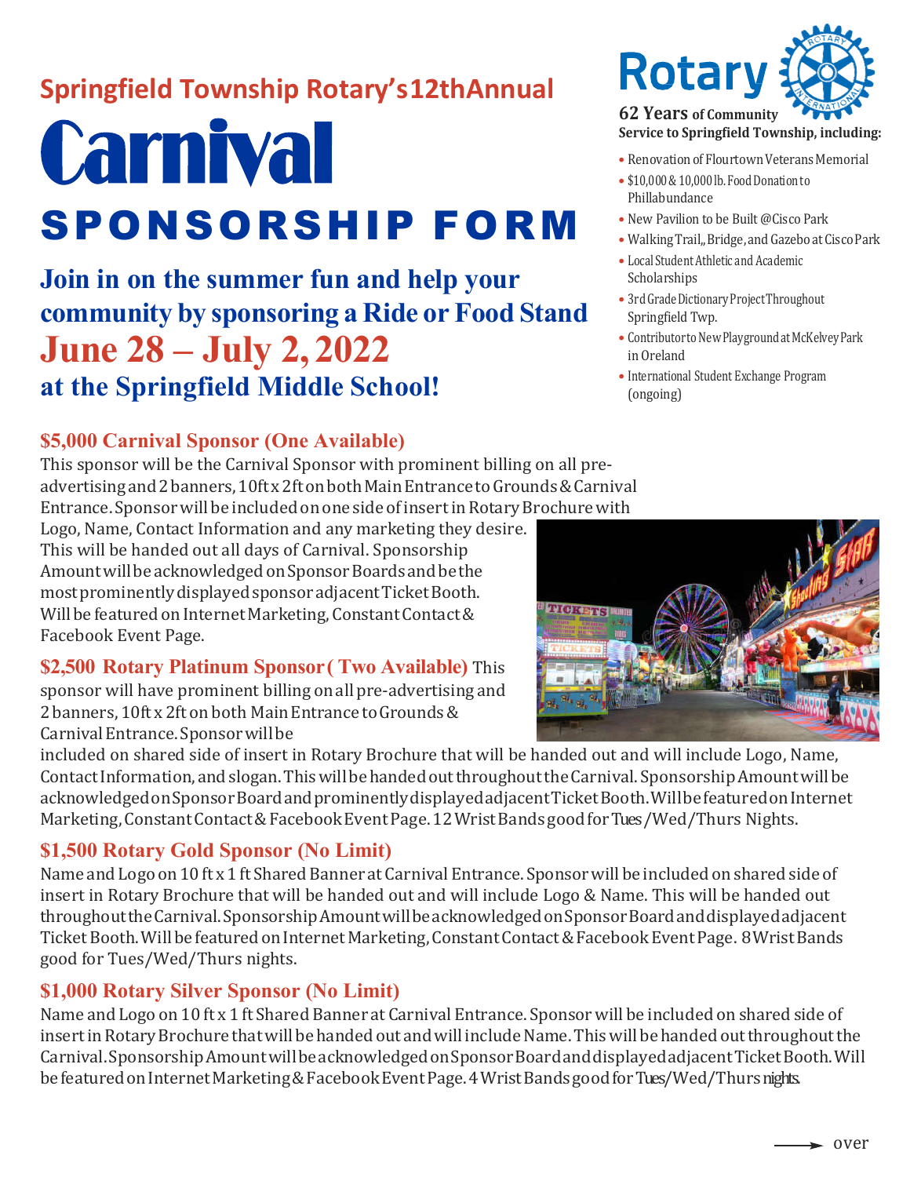## Springfield Township Rotary's 12th Annual

# Carnival

# SPONSORSHIP FORM

## Join in on the summer fun and help your community by sponsoring a Ride or Food Stand

## June 28 – July 2, 2022

## at the Springfield Middle School!

**Rotary**

**62 Years of Community Service to Springfield Township, including:**

- Renovation of Flourtown Veterans Memorial
- $10,000 & 10,000 lb. Food Donation to Phillabundance
- New Pavilion to be Built @Cisco Park
- Walking Trail,, Bridge, and Gazebo at Cisco Park
- Local Student Athletic and Academic Scholarships
- 3rd Grade Dictionary Project Throughout Springfield Twp.
- Contributor to New Playground at McKelvey Park in Oreland
- International Student Exchange Program (ongoing)

### $5,000 Carnival Sponsor (One Available)

This sponsor will be the Carnival Sponsor with prominent billing on all pre-advertising and 2 banners, 10ft x 2ft on both Main Entrance to Grounds & Carnival Entrance. Sponsor will be included on one side of insert in Rotary Brochure with Logo, Name, Contact Information and any marketing they desire. This will be handed out all days of Carnival. Sponsorship Amount will be acknowledged on Sponsor Boards and be the most prominently displayed sponsor adjacent Ticket Booth. Will be featured on Internet Marketing, Constant Contact & Facebook Event Page.

### $2,500 Rotary Platinum Sponsor ( Two Available)

This sponsor will have prominent billing on all pre-advertising and 2 banners, 10ft x 2ft on both Main Entrance to Grounds & Carnival Entrance. Sponsor will be included on shared side of insert in Rotary Brochure that will be handed out and will include Logo, Name, Contact Information, and slogan. This will be handed out throughout the Carnival. Sponsorship Amount will be acknowledged on Sponsor Board and prominently displayed adjacent Ticket Booth. Will be featured on Internet Marketing, Constant Contact & Facebook Event Page. 12 Wrist Bands good for Tues /Wed/Thurs Nights.

### $1,500 Rotary Gold Sponsor (No Limit)

Name and Logo on 10 ft x 1 ft Shared Banner at Carnival Entrance. Sponsor will be included on shared side of insert in Rotary Brochure that will be handed out and will include Logo & Name. This will be handed out throughout the Carnival. Sponsorship Amount will be acknowledged on Sponsor Board and displayed adjacent Ticket Booth. Will be featured on Internet Marketing, Constant Contact & Facebook Event Page. 8 Wrist Bands good for Tues/Wed/Thurs nights.

### $1,000 Rotary Silver Sponsor (No Limit)

Name and Logo on 10 ft x 1 ft Shared Banner at Carnival Entrance. Sponsor will be included on shared side of insert in Rotary Brochure that will be handed out and will include Name. This will be handed out throughout the Carnival. Sponsorship Amount will be acknowledged on Sponsor Board and displayed adjacent Ticket Booth. Will be featured on Internet Marketing & Facebook Event Page. 4 Wrist Bands good for Tues/Wed/Thurs nights.

→ over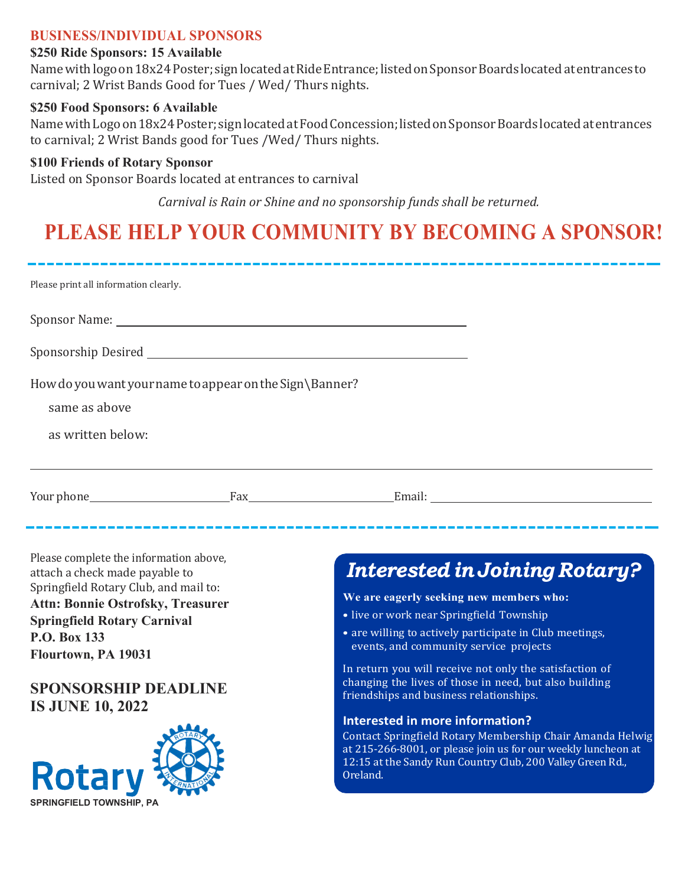## BUSINESS/INDIVIDUAL SPONSORS

**$250 Ride Sponsors: 15 Available**

Name with logo on 18x24 Poster; sign located at Ride Entrance; listed on Sponsor Boards located at entrances to carnival; 2 Wrist Bands Good for Tues / Wed/ Thurs nights.

**$250 Food Sponsors: 6 Available**

Name with Logo on 18x24 Poster; sign located at Food Concession; listed on Sponsor Boards located at entrances to carnival; 2 Wrist Bands good for Tues /Wed/ Thurs nights.

**$100 Friends of Rotary Sponsor**

Listed on Sponsor Boards located at entrances to carnival

*Carnival is Rain or Shine and no sponsorship funds shall be returned.*

# PLEASE HELP YOUR COMMUNITY BY BECOMING A SPONSOR!

Please print all information clearly.

Sponsor Name: ______________________________

Sponsorship Desired ______________________________

How do you want your name to appear on the Sign\Banner?

same as above

as written below:

______________________________________________________________

Your phone ____________________ Fax ____________________ Email: ______________________________

Please complete the information above, attach a check made payable to Springfield Rotary Club, and mail to:

**Attn: Bonnie Ostrofsky, Treasurer**
**Springfield Rotary Carnival**
**P.O. Box 133**
**Flourtown, PA 19031**

## SPONSORSHIP DEADLINE IS JUNE 10, 2022

Rotary
SPRINGFIELD TOWNSHIP, PA

## *Interested in Joining Rotary?*

**We are eagerly seeking new members who:**

- live or work near Springfield Township
- are willing to actively participate in Club meetings, events, and community service projects

In return you will receive not only the satisfaction of changing the lives of those in need, but also building friendships and business relationships.

### Interested in more information?

Contact Springfield Rotary Membership Chair Amanda Helwig at 215-266-8001, or please join us for our weekly luncheon at 12:15 at the Sandy Run Country Club, 200 Valley Green Rd., Oreland.